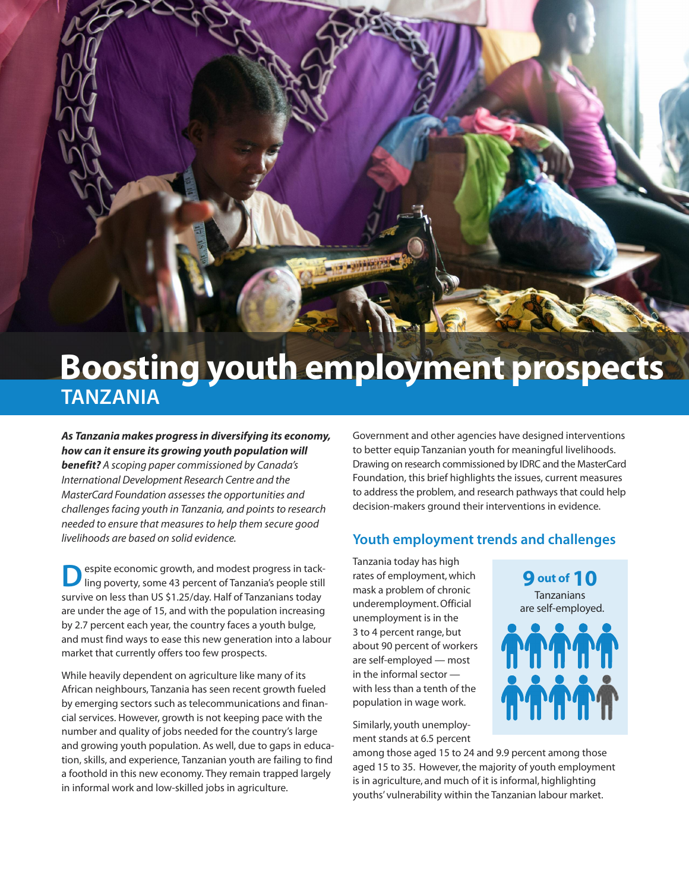# Boosting youth employment prospects

## TANZANIA

***As Tanzania makes progress in diversifying its economy, how can it ensure its growing youth population will benefit?*** *A scoping paper commissioned by Canada's International Development Research Centre and the MasterCard Foundation assesses the opportunities and challenges facing youth in Tanzania, and points to research needed to ensure that measures to help them secure good livelihoods are based on solid evidence.*

Despite economic growth, and modest progress in tackling poverty, some 43 percent of Tanzania's people still survive on less than US $1.25/day. Half of Tanzanians today are under the age of 15, and with the population increasing by 2.7 percent each year, the country faces a youth bulge, and must find ways to ease this new generation into a labour market that currently offers too few prospects.

While heavily dependent on agriculture like many of its African neighbours, Tanzania has seen recent growth fueled by emerging sectors such as telecommunications and financial services. However, growth is not keeping pace with the number and quality of jobs needed for the country's large and growing youth population. As well, due to gaps in education, skills, and experience, Tanzanian youth are failing to find a foothold in this new economy. They remain trapped largely in informal work and low-skilled jobs in agriculture.

Government and other agencies have designed interventions to better equip Tanzanian youth for meaningful livelihoods. Drawing on research commissioned by IDRC and the MasterCard Foundation, this brief highlights the issues, current measures to address the problem, and research pathways that could help decision-makers ground their interventions in evidence.

### Youth employment trends and challenges

Tanzania today has high rates of employment, which mask a problem of chronic underemployment. Official unemployment is in the 3 to 4 percent range, but about 90 percent of workers are self-employed — most in the informal sector — with less than a tenth of the population in wage work.

**9 out of 10** Tanzanians are self-employed.

Similarly, youth unemployment stands at 6.5 percent among those aged 15 to 24 and 9.9 percent among those aged 15 to 35. However, the majority of youth employment is in agriculture, and much of it is informal, highlighting youths' vulnerability within the Tanzanian labour market.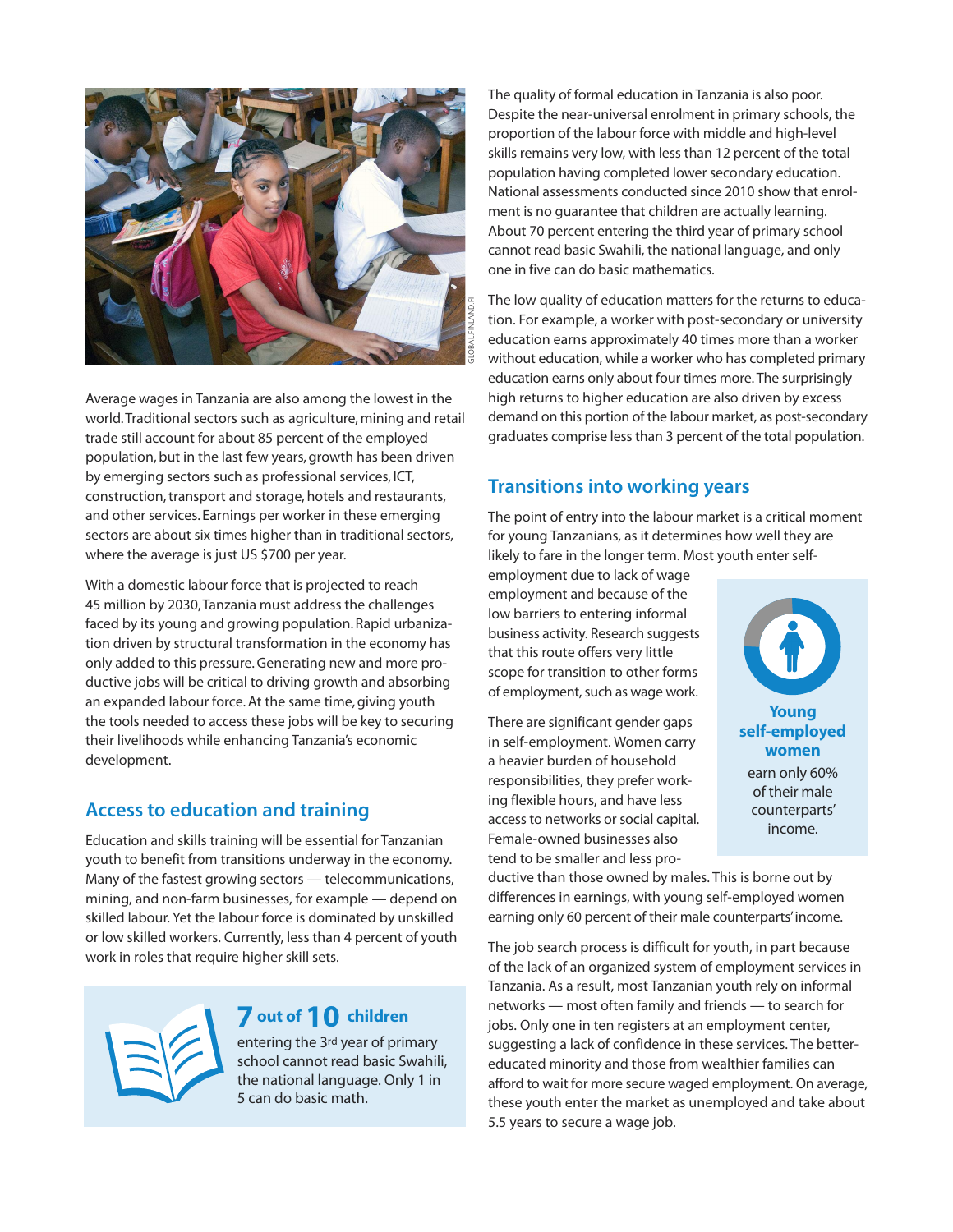Average wages in Tanzania are also among the lowest in the world. Traditional sectors such as agriculture, mining and retail trade still account for about 85 percent of the employed population, but in the last few years, growth has been driven by emerging sectors such as professional services, ICT, construction, transport and storage, hotels and restaurants, and other services. Earnings per worker in these emerging sectors are about six times higher than in traditional sectors, where the average is just US $700 per year.

With a domestic labour force that is projected to reach 45 million by 2030, Tanzania must address the challenges faced by its young and growing population. Rapid urbanization driven by structural transformation in the economy has only added to this pressure. Generating new and more productive jobs will be critical to driving growth and absorbing an expanded labour force. At the same time, giving youth the tools needed to access these jobs will be key to securing their livelihoods while enhancing Tanzania's economic development.

## Access to education and training

Education and skills training will be essential for Tanzanian youth to benefit from transitions underway in the economy. Many of the fastest growing sectors — telecommunications, mining, and non-farm businesses, for example — depend on skilled labour. Yet the labour force is dominated by unskilled or low skilled workers. Currently, less than 4 percent of youth work in roles that require higher skill sets.

**7 out of 10 children** entering the 3rd year of primary school cannot read basic Swahili, the national language. Only 1 in 5 can do basic math.

The quality of formal education in Tanzania is also poor. Despite the near-universal enrolment in primary schools, the proportion of the labour force with middle and high-level skills remains very low, with less than 12 percent of the total population having completed lower secondary education. National assessments conducted since 2010 show that enrolment is no guarantee that children are actually learning. About 70 percent entering the third year of primary school cannot read basic Swahili, the national language, and only one in five can do basic mathematics.

The low quality of education matters for the returns to education. For example, a worker with post-secondary or university education earns approximately 40 times more than a worker without education, while a worker who has completed primary education earns only about four times more. The surprisingly high returns to higher education are also driven by excess demand on this portion of the labour market, as post-secondary graduates comprise less than 3 percent of the total population.

## Transitions into working years

The point of entry into the labour market is a critical moment for young Tanzanians, as it determines how well they are likely to fare in the longer term. Most youth enter self-employment due to lack of wage employment and because of the low barriers to entering informal business activity. Research suggests that this route offers very little scope for transition to other forms of employment, such as wage work.

There are significant gender gaps in self-employment. Women carry a heavier burden of household responsibilities, they prefer working flexible hours, and have less access to networks or social capital. Female-owned businesses also tend to be smaller and less productive than those owned by males. This is borne out by differences in earnings, with young self-employed women earning only 60 percent of their male counterparts' income.

**Young self-employed women** earn only 60% of their male counterparts' income.

The job search process is difficult for youth, in part because of the lack of an organized system of employment services in Tanzania. As a result, most Tanzanian youth rely on informal networks — most often family and friends — to search for jobs. Only one in ten registers at an employment center, suggesting a lack of confidence in these services. The better-educated minority and those from wealthier families can afford to wait for more secure waged employment. On average, these youth enter the market as unemployed and take about 5.5 years to secure a wage job.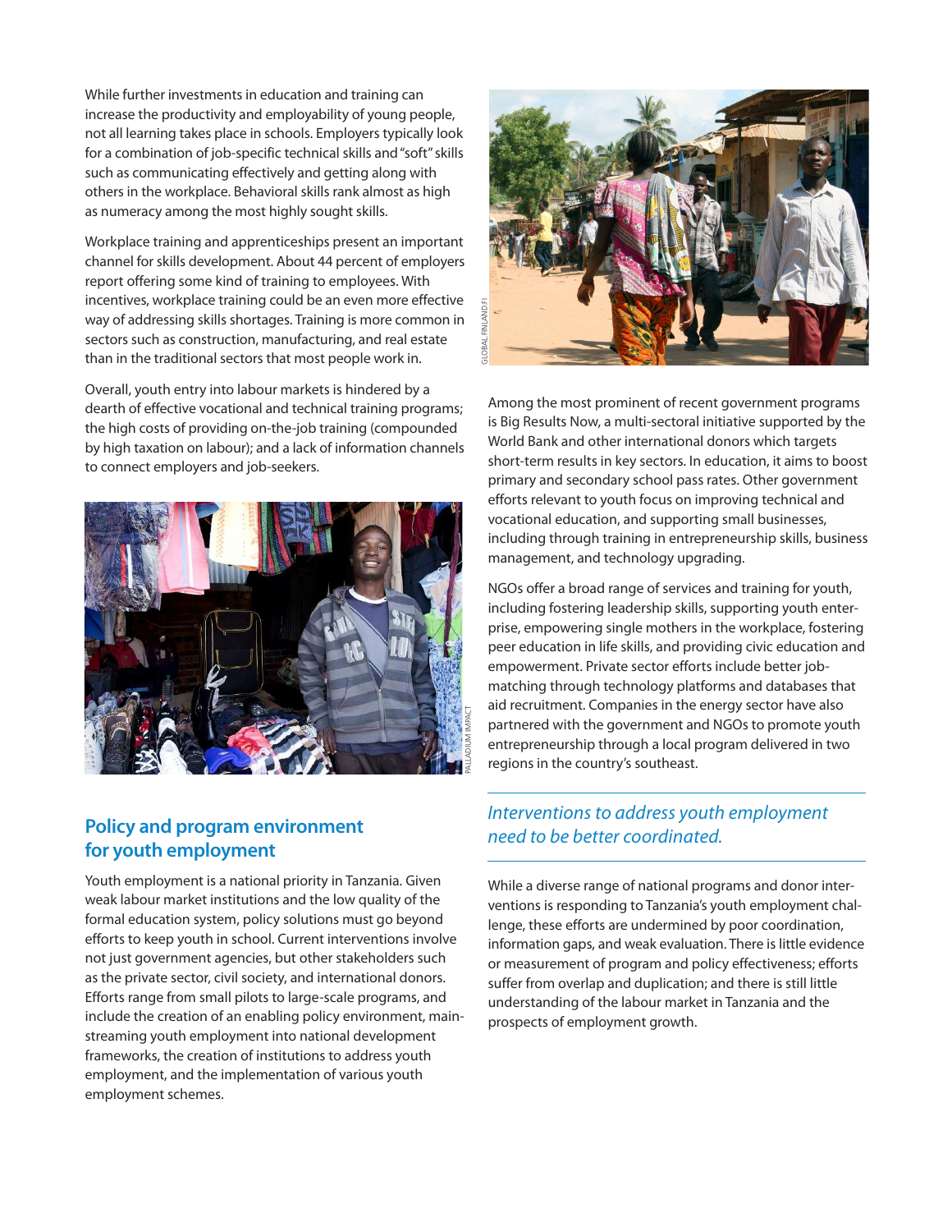While further investments in education and training can increase the productivity and employability of young people, not all learning takes place in schools. Employers typically look for a combination of job-specific technical skills and "soft" skills such as communicating effectively and getting along with others in the workplace. Behavioral skills rank almost as high as numeracy among the most highly sought skills.

Workplace training and apprenticeships present an important channel for skills development. About 44 percent of employers report offering some kind of training to employees. With incentives, workplace training could be an even more effective way of addressing skills shortages. Training is more common in sectors such as construction, manufacturing, and real estate than in the traditional sectors that most people work in.

Overall, youth entry into labour markets is hindered by a dearth of effective vocational and technical training programs; the high costs of providing on-the-job training (compounded by high taxation on labour); and a lack of information channels to connect employers and job-seekers.

PALLADIUM IMPACT

## Policy and program environment for youth employment

Youth employment is a national priority in Tanzania. Given weak labour market institutions and the low quality of the formal education system, policy solutions must go beyond efforts to keep youth in school. Current interventions involve not just government agencies, but other stakeholders such as the private sector, civil society, and international donors. Efforts range from small pilots to large-scale programs, and include the creation of an enabling policy environment, mainstreaming youth employment into national development frameworks, the creation of institutions to address youth employment, and the implementation of various youth employment schemes.

GLOBAL FINLAND.FI

Among the most prominent of recent government programs is Big Results Now, a multi-sectoral initiative supported by the World Bank and other international donors which targets short-term results in key sectors. In education, it aims to boost primary and secondary school pass rates. Other government efforts relevant to youth focus on improving technical and vocational education, and supporting small businesses, including through training in entrepreneurship skills, business management, and technology upgrading.

NGOs offer a broad range of services and training for youth, including fostering leadership skills, supporting youth enterprise, empowering single mothers in the workplace, fostering peer education in life skills, and providing civic education and empowerment. Private sector efforts include better job-matching through technology platforms and databases that aid recruitment. Companies in the energy sector have also partnered with the government and NGOs to promote youth entrepreneurship through a local program delivered in two regions in the country's southeast.

*Interventions to address youth employment need to be better coordinated.*

While a diverse range of national programs and donor interventions is responding to Tanzania's youth employment challenge, these efforts are undermined by poor coordination, information gaps, and weak evaluation. There is little evidence or measurement of program and policy effectiveness; efforts suffer from overlap and duplication; and there is still little understanding of the labour market in Tanzania and the prospects of employment growth.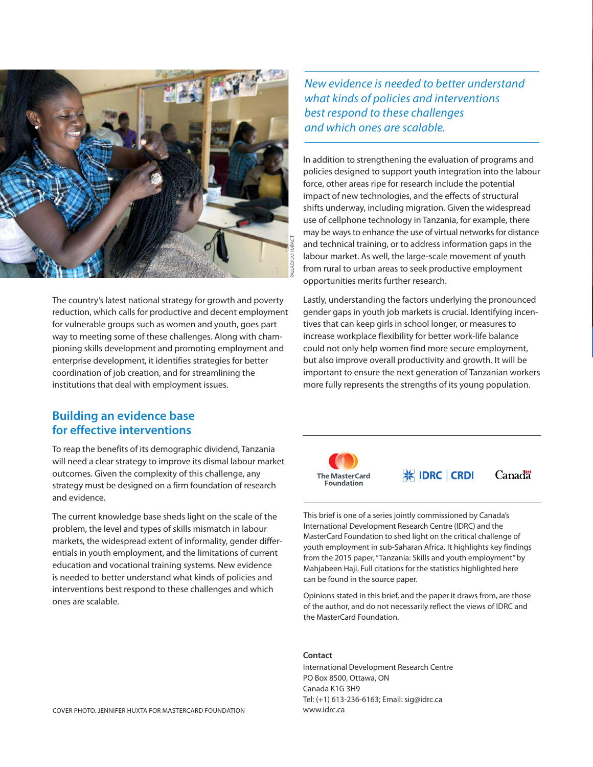PALLADIUM IMPACT

The country's latest national strategy for growth and poverty reduction, which calls for productive and decent employment for vulnerable groups such as women and youth, goes part way to meeting some of these challenges. Along with championing skills development and promoting employment and enterprise development, it identifies strategies for better coordination of job creation, and for streamlining the institutions that deal with employment issues.

## Building an evidence base for effective interventions

To reap the benefits of its demographic dividend, Tanzania will need a clear strategy to improve its dismal labour market outcomes. Given the complexity of this challenge, any strategy must be designed on a firm foundation of research and evidence.

The current knowledge base sheds light on the scale of the problem, the level and types of skills mismatch in labour markets, the widespread extent of informality, gender differentials in youth employment, and the limitations of current education and vocational training systems. New evidence is needed to better understand what kinds of policies and interventions best respond to these challenges and which ones are scalable.

*New evidence is needed to better understand what kinds of policies and interventions best respond to these challenges and which ones are scalable.*

In addition to strengthening the evaluation of programs and policies designed to support youth integration into the labour force, other areas ripe for research include the potential impact of new technologies, and the effects of structural shifts underway, including migration. Given the widespread use of cellphone technology in Tanzania, for example, there may be ways to enhance the use of virtual networks for distance and technical training, or to address information gaps in the labour market. As well, the large-scale movement of youth from rural to urban areas to seek productive employment opportunities merits further research.

Lastly, understanding the factors underlying the pronounced gender gaps in youth job markets is crucial. Identifying incentives that can keep girls in school longer, or measures to increase workplace flexibility for better work-life balance could not only help women find more secure employment, but also improve overall productivity and growth. It will be important to ensure the next generation of Tanzanian workers more fully represents the strengths of its young population.

The MasterCard Foundation | IDRC | CRDI | Canada

This brief is one of a series jointly commissioned by Canada's International Development Research Centre (IDRC) and the MasterCard Foundation to shed light on the critical challenge of youth employment in sub-Saharan Africa. It highlights key findings from the 2015 paper, "Tanzania: Skills and youth employment" by Mahjabeen Haji. Full citations for the statistics highlighted here can be found in the source paper.

Opinions stated in this brief, and the paper it draws from, are those of the author, and do not necessarily reflect the views of IDRC and the MasterCard Foundation.

**Contact**
International Development Research Centre
PO Box 8500, Ottawa, ON
Canada K1G 3H9
Tel: (+1) 613-236-6163; Email: sig@idrc.ca
www.idrc.ca

COVER PHOTO: JENNIFER HUXTA FOR MASTERCARD FOUNDATION